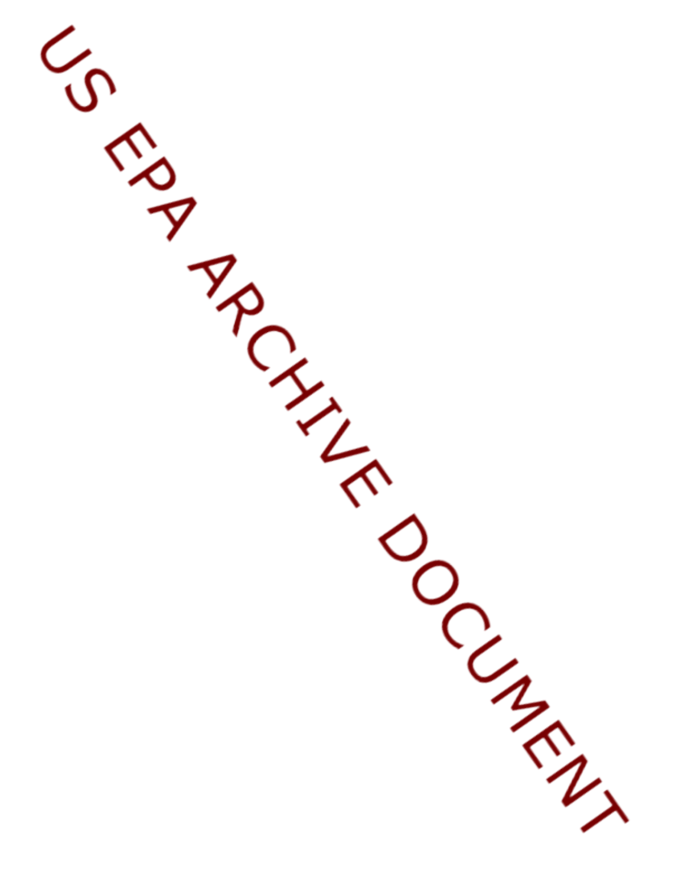US EPA ARCHIVE DOCUMENT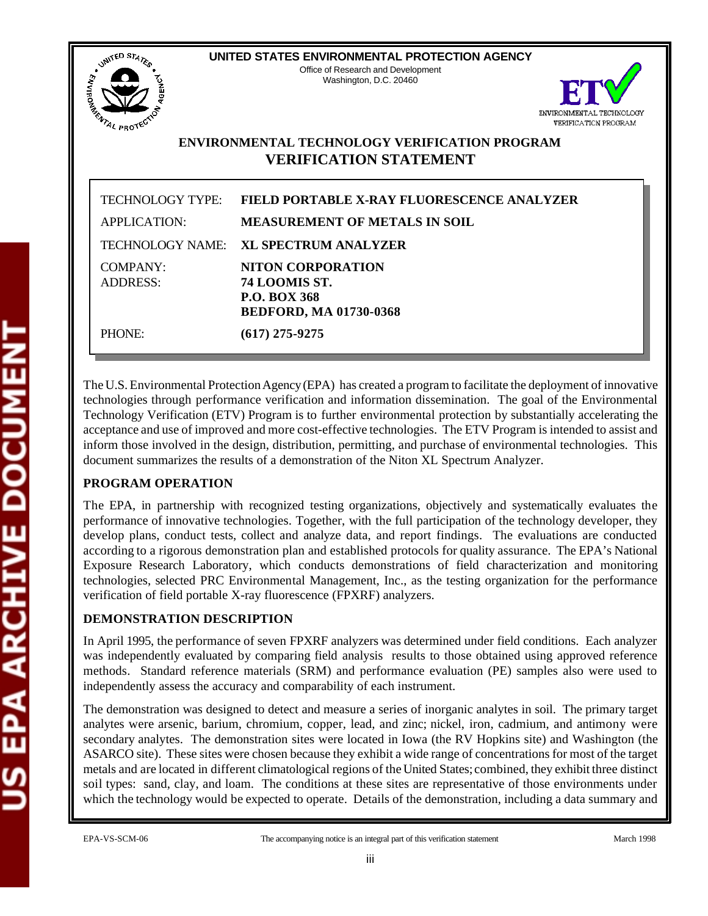**UNITED STATES ENVIRONMENTAL PROTECTION AGENCY**
Office of Research and Development
Washington, D.C. 20460

# ENVIRONMENTAL TECHNOLOGY VERIFICATION PROGRAM
## VERIFICATION STATEMENT

| | |
|---|---|
| TECHNOLOGY TYPE: | **FIELD PORTABLE X-RAY FLUORESCENCE ANALYZER** |
| APPLICATION: | **MEASUREMENT OF METALS IN SOIL** |
| TECHNOLOGY NAME: | **XL SPECTRUM ANALYZER** |
| COMPANY: | **NITON CORPORATION** |
| ADDRESS: | **74 LOOMIS ST.**<br>**P.O. BOX 368**<br>**BEDFORD, MA 01730-0368** |
| PHONE: | **(617) 275-9275** |

The U.S. Environmental Protection Agency (EPA) has created a program to facilitate the deployment of innovative technologies through performance verification and information dissemination. The goal of the Environmental Technology Verification (ETV) Program is to further environmental protection by substantially accelerating the acceptance and use of improved and more cost-effective technologies. The ETV Program is intended to assist and inform those involved in the design, distribution, permitting, and purchase of environmental technologies. This document summarizes the results of a demonstration of the Niton XL Spectrum Analyzer.

### PROGRAM OPERATION

The EPA, in partnership with recognized testing organizations, objectively and systematically evaluates the performance of innovative technologies. Together, with the full participation of the technology developer, they develop plans, conduct tests, collect and analyze data, and report findings. The evaluations are conducted according to a rigorous demonstration plan and established protocols for quality assurance. The EPA's National Exposure Research Laboratory, which conducts demonstrations of field characterization and monitoring technologies, selected PRC Environmental Management, Inc., as the testing organization for the performance verification of field portable X-ray fluorescence (FPXRF) analyzers.

### DEMONSTRATION DESCRIPTION

In April 1995, the performance of seven FPXRF analyzers was determined under field conditions. Each analyzer was independently evaluated by comparing field analysis results to those obtained using approved reference methods. Standard reference materials (SRM) and performance evaluation (PE) samples also were used to independently assess the accuracy and comparability of each instrument.

The demonstration was designed to detect and measure a series of inorganic analytes in soil. The primary target analytes were arsenic, barium, chromium, copper, lead, and zinc; nickel, iron, cadmium, and antimony were secondary analytes. The demonstration sites were located in Iowa (the RV Hopkins site) and Washington (the ASARCO site). These sites were chosen because they exhibit a wide range of concentrations for most of the target metals and are located in different climatological regions of the United States; combined, they exhibit three distinct soil types: sand, clay, and loam. The conditions at these sites are representative of those environments under which the technology would be expected to operate. Details of the demonstration, including a data summary and

EPA-VS-SCM-06 The accompanying notice is an integral part of this verification statement March 1998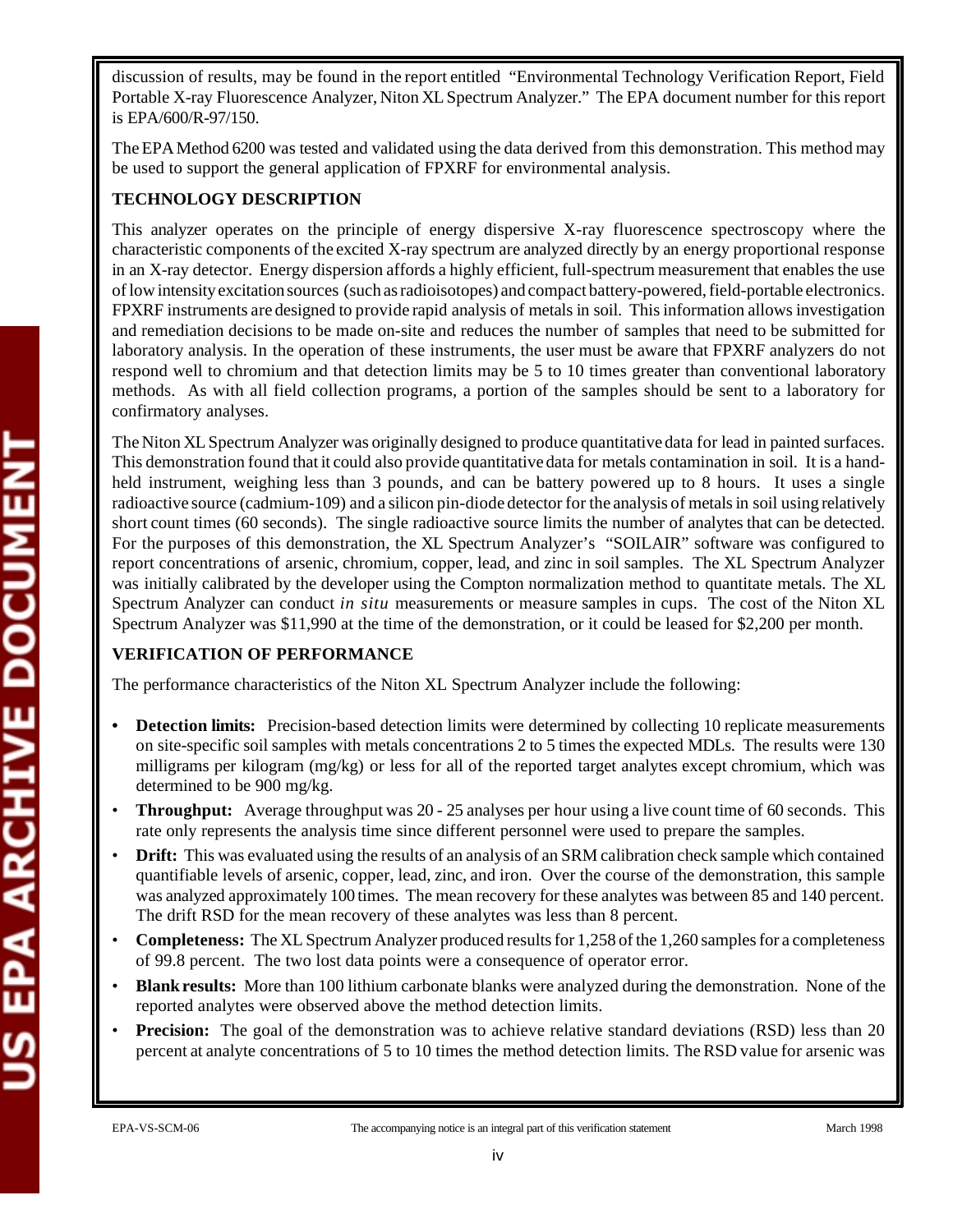discussion of results, may be found in the report entitled "Environmental Technology Verification Report, Field Portable X-ray Fluorescence Analyzer, Niton XL Spectrum Analyzer." The EPA document number for this report is EPA/600/R-97/150.

The EPA Method 6200 was tested and validated using the data derived from this demonstration. This method may be used to support the general application of FPXRF for environmental analysis.

**TECHNOLOGY DESCRIPTION**

This analyzer operates on the principle of energy dispersive X-ray fluorescence spectroscopy where the characteristic components of the excited X-ray spectrum are analyzed directly by an energy proportional response in an X-ray detector. Energy dispersion affords a highly efficient, full-spectrum measurement that enables the use of low intensity excitation sources (such as radioisotopes) and compact battery-powered, field-portable electronics. FPXRF instruments are designed to provide rapid analysis of metals in soil. This information allows investigation and remediation decisions to be made on-site and reduces the number of samples that need to be submitted for laboratory analysis. In the operation of these instruments, the user must be aware that FPXRF analyzers do not respond well to chromium and that detection limits may be 5 to 10 times greater than conventional laboratory methods. As with all field collection programs, a portion of the samples should be sent to a laboratory for confirmatory analyses.

The Niton XL Spectrum Analyzer was originally designed to produce quantitative data for lead in painted surfaces. This demonstration found that it could also provide quantitative data for metals contamination in soil. It is a hand-held instrument, weighing less than 3 pounds, and can be battery powered up to 8 hours. It uses a single radioactive source (cadmium-109) and a silicon pin-diode detector for the analysis of metals in soil using relatively short count times (60 seconds). The single radioactive source limits the number of analytes that can be detected. For the purposes of this demonstration, the XL Spectrum Analyzer's "SOILAIR" software was configured to report concentrations of arsenic, chromium, copper, lead, and zinc in soil samples. The XL Spectrum Analyzer was initially calibrated by the developer using the Compton normalization method to quantitate metals. The XL Spectrum Analyzer can conduct *in situ* measurements or measure samples in cups. The cost of the Niton XL Spectrum Analyzer was $11,990 at the time of the demonstration, or it could be leased for $2,200 per month.

**VERIFICATION OF PERFORMANCE**

The performance characteristics of the Niton XL Spectrum Analyzer include the following:

- **Detection limits:** Precision-based detection limits were determined by collecting 10 replicate measurements on site-specific soil samples with metals concentrations 2 to 5 times the expected MDLs. The results were 130 milligrams per kilogram (mg/kg) or less for all of the reported target analytes except chromium, which was determined to be 900 mg/kg.
- **Throughput:** Average throughput was 20 - 25 analyses per hour using a live count time of 60 seconds. This rate only represents the analysis time since different personnel were used to prepare the samples.
- **Drift:** This was evaluated using the results of an analysis of an SRM calibration check sample which contained quantifiable levels of arsenic, copper, lead, zinc, and iron. Over the course of the demonstration, this sample was analyzed approximately 100 times. The mean recovery for these analytes was between 85 and 140 percent. The drift RSD for the mean recovery of these analytes was less than 8 percent.
- **Completeness:** The XL Spectrum Analyzer produced results for 1,258 of the 1,260 samples for a completeness of 99.8 percent. The two lost data points were a consequence of operator error.
- **Blank results:** More than 100 lithium carbonate blanks were analyzed during the demonstration. None of the reported analytes were observed above the method detection limits.
- **Precision:** The goal of the demonstration was to achieve relative standard deviations (RSD) less than 20 percent at analyte concentrations of 5 to 10 times the method detection limits. The RSD value for arsenic was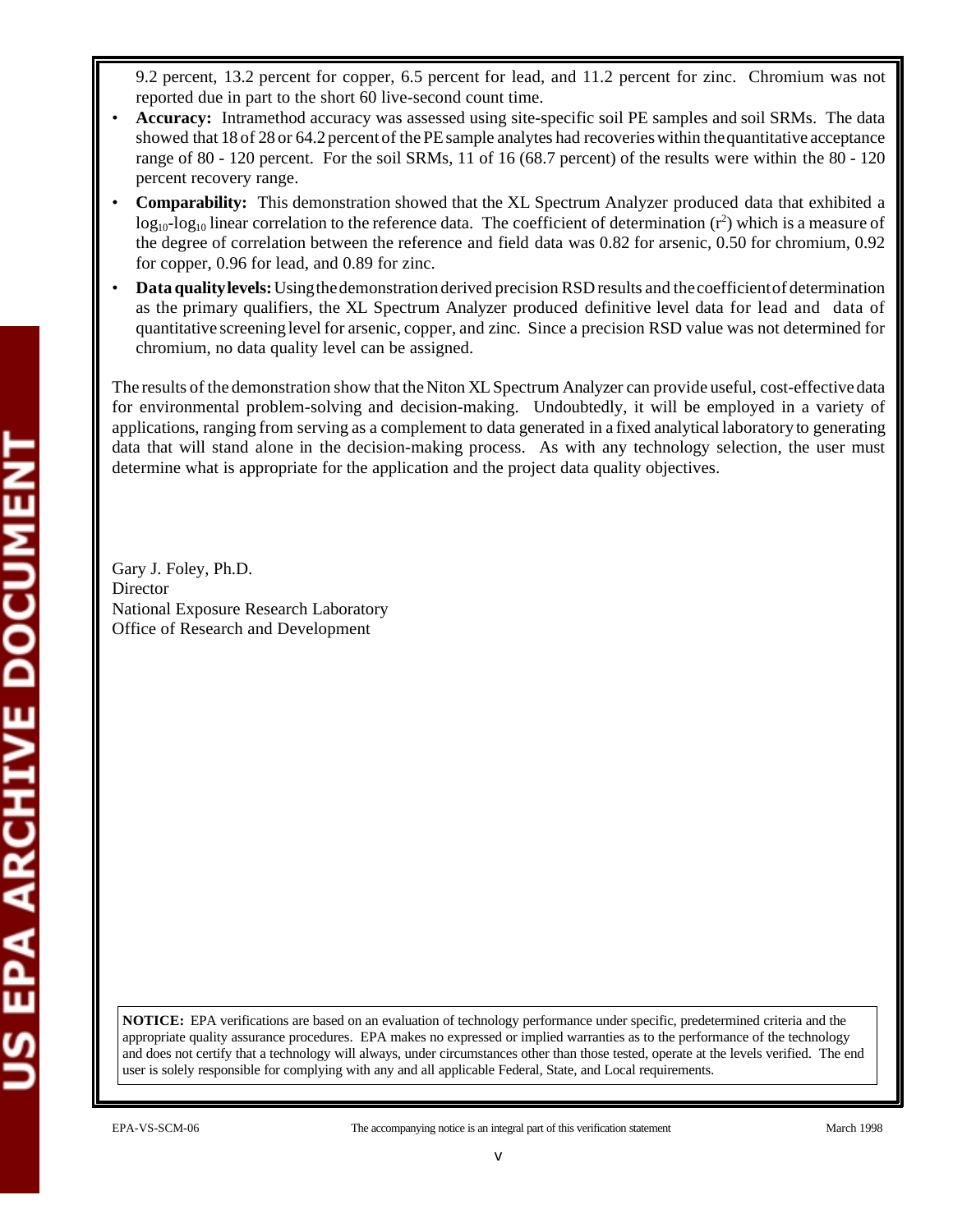9.2 percent, 13.2 percent for copper, 6.5 percent for lead, and 11.2 percent for zinc. Chromium was not reported due in part to the short 60 live-second count time.

- **Accuracy:** Intramethod accuracy was assessed using site-specific soil PE samples and soil SRMs. The data showed that 18 of 28 or 64.2 percent of the PE sample analytes had recoveries within the quantitative acceptance range of 80 - 120 percent. For the soil SRMs, 11 of 16 (68.7 percent) of the results were within the 80 - 120 percent recovery range.
- **Comparability:** This demonstration showed that the XL Spectrum Analyzer produced data that exhibited a $\log_{10}$-$\log_{10}$ linear correlation to the reference data. The coefficient of determination ($r^2$) which is a measure of the degree of correlation between the reference and field data was 0.82 for arsenic, 0.50 for chromium, 0.92 for copper, 0.96 for lead, and 0.89 for zinc.
- **Data quality levels:** Using the demonstration derived precision RSD results and the coefficient of determination as the primary qualifiers, the XL Spectrum Analyzer produced definitive level data for lead and data of quantitative screening level for arsenic, copper, and zinc. Since a precision RSD value was not determined for chromium, no data quality level can be assigned.

The results of the demonstration show that the Niton XL Spectrum Analyzer can provide useful, cost-effective data for environmental problem-solving and decision-making. Undoubtedly, it will be employed in a variety of applications, ranging from serving as a complement to data generated in a fixed analytical laboratory to generating data that will stand alone in the decision-making process. As with any technology selection, the user must determine what is appropriate for the application and the project data quality objectives.

Gary J. Foley, Ph.D.
Director
National Exposure Research Laboratory
Office of Research and Development

**NOTICE:** EPA verifications are based on an evaluation of technology performance under specific, predetermined criteria and the appropriate quality assurance procedures. EPA makes no expressed or implied warranties as to the performance of the technology and does not certify that a technology will always, under circumstances other than those tested, operate at the levels verified. The end user is solely responsible for complying with any and all applicable Federal, State, and Local requirements.

EPA-VS-SCM-06 The accompanying notice is an integral part of this verification statement March 1998